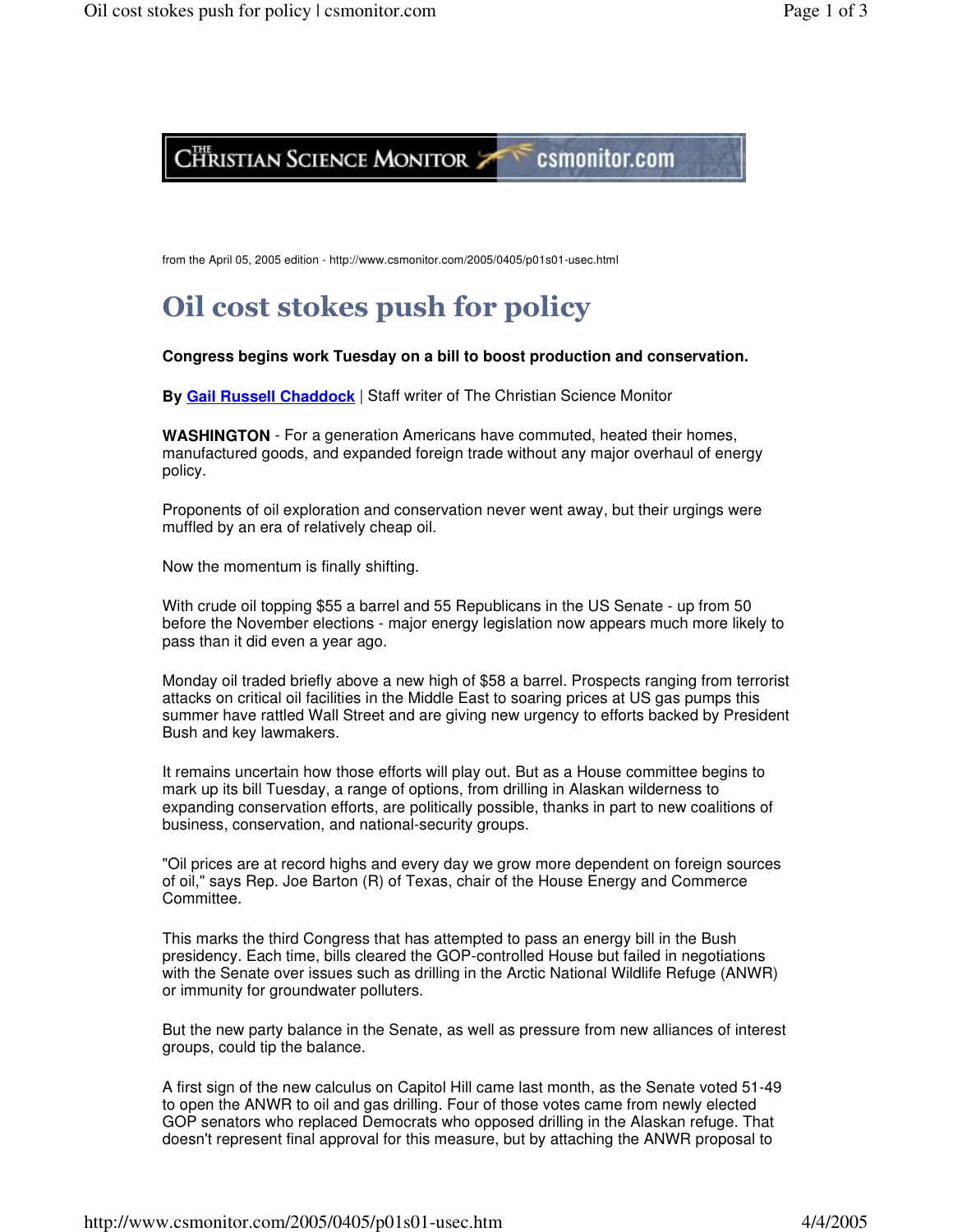from the April 05, 2005 edition - http://www.csmonitor.com/2005/0405/p01s01-usec.html

# Oil cost stokes push for policy

**Congress begins work Tuesday on a bill to boost production and conservation.**

**By Gail Russell Chaddock** | Staff writer of The Christian Science Monitor

**WASHINGTON** - For a generation Americans have commuted, heated their homes, manufactured goods, and expanded foreign trade without any major overhaul of energy policy.

Proponents of oil exploration and conservation never went away, but their urgings were muffled by an era of relatively cheap oil.

Now the momentum is finally shifting.

With crude oil topping $55 a barrel and 55 Republicans in the US Senate - up from 50 before the November elections - major energy legislation now appears much more likely to pass than it did even a year ago.

Monday oil traded briefly above a new high of $58 a barrel. Prospects ranging from terrorist attacks on critical oil facilities in the Middle East to soaring prices at US gas pumps this summer have rattled Wall Street and are giving new urgency to efforts backed by President Bush and key lawmakers.

It remains uncertain how those efforts will play out. But as a House committee begins to mark up its bill Tuesday, a range of options, from drilling in Alaskan wilderness to expanding conservation efforts, are politically possible, thanks in part to new coalitions of business, conservation, and national-security groups.

"Oil prices are at record highs and every day we grow more dependent on foreign sources of oil," says Rep. Joe Barton (R) of Texas, chair of the House Energy and Commerce Committee.

This marks the third Congress that has attempted to pass an energy bill in the Bush presidency. Each time, bills cleared the GOP-controlled House but failed in negotiations with the Senate over issues such as drilling in the Arctic National Wildlife Refuge (ANWR) or immunity for groundwater polluters.

But the new party balance in the Senate, as well as pressure from new alliances of interest groups, could tip the balance.

A first sign of the new calculus on Capitol Hill came last month, as the Senate voted 51-49 to open the ANWR to oil and gas drilling. Four of those votes came from newly elected GOP senators who replaced Democrats who opposed drilling in the Alaskan refuge. That doesn't represent final approval for this measure, but by attaching the ANWR proposal to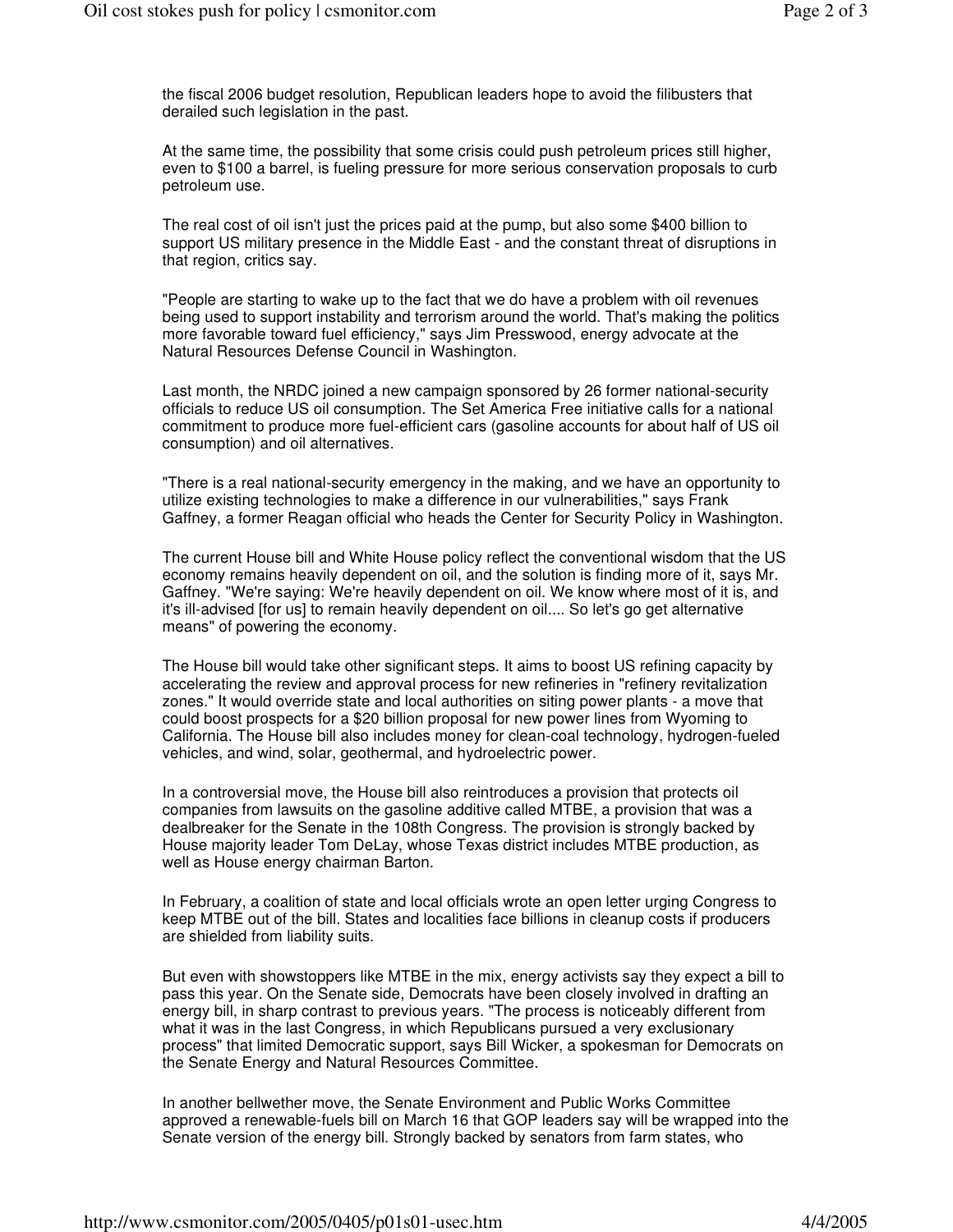the fiscal 2006 budget resolution, Republican leaders hope to avoid the filibusters that derailed such legislation in the past.

At the same time, the possibility that some crisis could push petroleum prices still higher, even to $100 a barrel, is fueling pressure for more serious conservation proposals to curb petroleum use.

The real cost of oil isn't just the prices paid at the pump, but also some $400 billion to support US military presence in the Middle East - and the constant threat of disruptions in that region, critics say.

"People are starting to wake up to the fact that we do have a problem with oil revenues being used to support instability and terrorism around the world. That's making the politics more favorable toward fuel efficiency," says Jim Presswood, energy advocate at the Natural Resources Defense Council in Washington.

Last month, the NRDC joined a new campaign sponsored by 26 former national-security officials to reduce US oil consumption. The Set America Free initiative calls for a national commitment to produce more fuel-efficient cars (gasoline accounts for about half of US oil consumption) and oil alternatives.

"There is a real national-security emergency in the making, and we have an opportunity to utilize existing technologies to make a difference in our vulnerabilities," says Frank Gaffney, a former Reagan official who heads the Center for Security Policy in Washington.

The current House bill and White House policy reflect the conventional wisdom that the US economy remains heavily dependent on oil, and the solution is finding more of it, says Mr. Gaffney. "We're saying: We're heavily dependent on oil. We know where most of it is, and it's ill-advised [for us] to remain heavily dependent on oil.... So let's go get alternative means" of powering the economy.

The House bill would take other significant steps. It aims to boost US refining capacity by accelerating the review and approval process for new refineries in "refinery revitalization zones." It would override state and local authorities on siting power plants - a move that could boost prospects for a $20 billion proposal for new power lines from Wyoming to California. The House bill also includes money for clean-coal technology, hydrogen-fueled vehicles, and wind, solar, geothermal, and hydroelectric power.

In a controversial move, the House bill also reintroduces a provision that protects oil companies from lawsuits on the gasoline additive called MTBE, a provision that was a dealbreaker for the Senate in the 108th Congress. The provision is strongly backed by House majority leader Tom DeLay, whose Texas district includes MTBE production, as well as House energy chairman Barton.

In February, a coalition of state and local officials wrote an open letter urging Congress to keep MTBE out of the bill. States and localities face billions in cleanup costs if producers are shielded from liability suits.

But even with showstoppers like MTBE in the mix, energy activists say they expect a bill to pass this year. On the Senate side, Democrats have been closely involved in drafting an energy bill, in sharp contrast to previous years. "The process is noticeably different from what it was in the last Congress, in which Republicans pursued a very exclusionary process" that limited Democratic support, says Bill Wicker, a spokesman for Democrats on the Senate Energy and Natural Resources Committee.

In another bellwether move, the Senate Environment and Public Works Committee approved a renewable-fuels bill on March 16 that GOP leaders say will be wrapped into the Senate version of the energy bill. Strongly backed by senators from farm states, who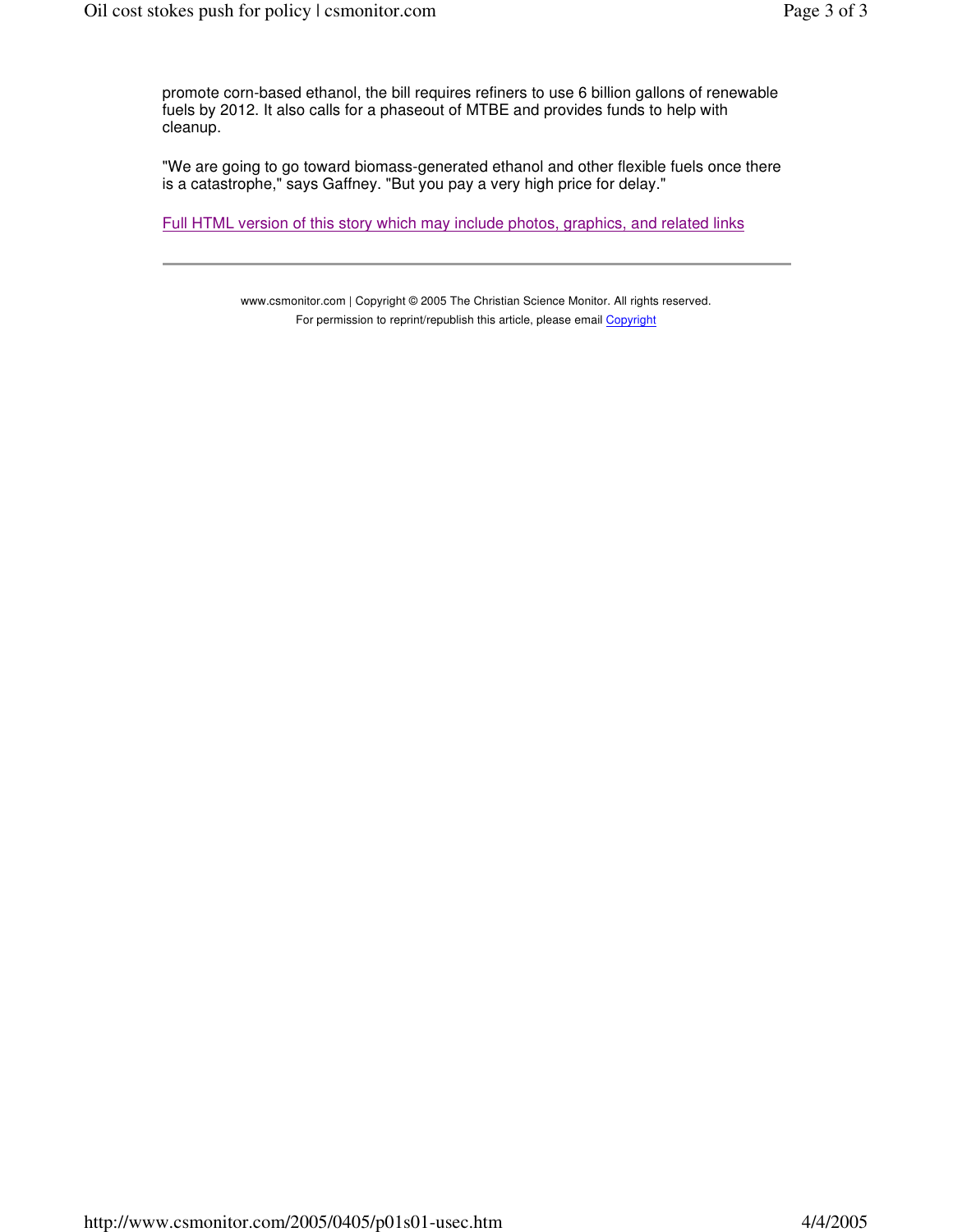promote corn-based ethanol, the bill requires refiners to use 6 billion gallons of renewable fuels by 2012. It also calls for a phaseout of MTBE and provides funds to help with cleanup.

"We are going to go toward biomass-generated ethanol and other flexible fuels once there is a catastrophe," says Gaffney. "But you pay a very high price for delay."

Full HTML version of this story which may include photos, graphics, and related links

---

www.csmonitor.com | Copyright © 2005 The Christian Science Monitor. All rights reserved.

For permission to reprint/republish this article, please email Copyright